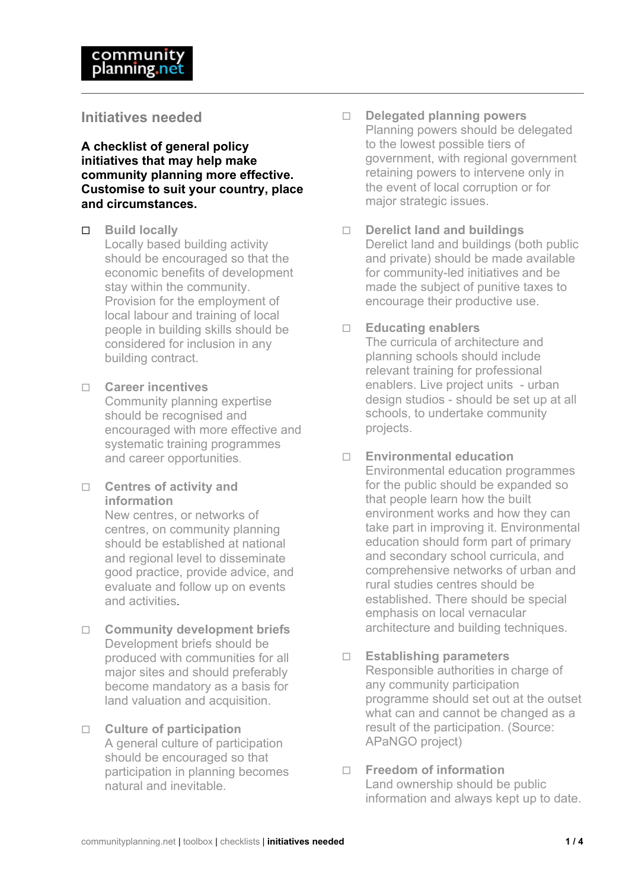## Initiatives needed

**A checklist of general policy initiatives that may help make community planning more effective. Customise to suit your country, place and circumstances.**

- ☐ **Build locally**
  Locally based building activity should be encouraged so that the economic benefits of development stay within the community. Provision for the employment of local labour and training of local people in building skills should be considered for inclusion in any building contract.

- ☐ **Career incentives**
  Community planning expertise should be recognised and encouraged with more effective and systematic training programmes and career opportunities.

- ☐ **Centres of activity and information**
  New centres, or networks of centres, on community planning should be established at national and regional level to disseminate good practice, provide advice, and evaluate and follow up on events and activities.

- ☐ **Community development briefs**
  Development briefs should be produced with communities for all major sites and should preferably become mandatory as a basis for land valuation and acquisition.

- ☐ **Culture of participation**
  A general culture of participation should be encouraged so that participation in planning becomes natural and inevitable.

- ☐ **Delegated planning powers**
  Planning powers should be delegated to the lowest possible tiers of government, with regional government retaining powers to intervene only in the event of local corruption or for major strategic issues.

- ☐ **Derelict land and buildings**
  Derelict land and buildings (both public and private) should be made available for community-led initiatives and be made the subject of punitive taxes to encourage their productive use.

- ☐ **Educating enablers**
  The curricula of architecture and planning schools should include relevant training for professional enablers. Live project units - urban design studios - should be set up at all schools, to undertake community projects.

- ☐ **Environmental education**
  Environmental education programmes for the public should be expanded so that people learn how the built environment works and how they can take part in improving it. Environmental education should form part of primary and secondary school curricula, and comprehensive networks of urban and rural studies centres should be established. There should be special emphasis on local vernacular architecture and building techniques.

- ☐ **Establishing parameters**
  Responsible authorities in charge of any community participation programme should set out at the outset what can and cannot be changed as a result of the participation. (Source: APaNGO project)

- ☐ **Freedom of information**
  Land ownership should be public information and always kept up to date.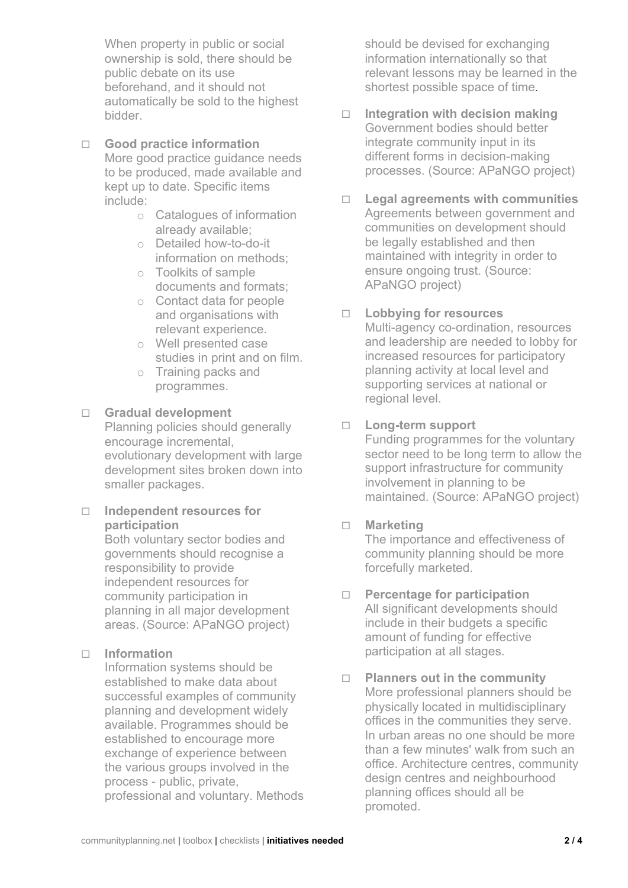When property in public or social ownership is sold, there should be public debate on its use beforehand, and it should not automatically be sold to the highest bidder.

- **Good practice information**
  More good practice guidance needs to be produced, made available and kept up to date. Specific items include:
  - Catalogues of information already available;
  - Detailed how-to-do-it information on methods;
  - Toolkits of sample documents and formats;
  - Contact data for people and organisations with relevant experience.
  - Well presented case studies in print and on film.
  - Training packs and programmes.

- **Gradual development**
  Planning policies should generally encourage incremental, evolutionary development with large development sites broken down into smaller packages.

- **Independent resources for participation**
  Both voluntary sector bodies and governments should recognise a responsibility to provide independent resources for community participation in planning in all major development areas. (Source: APaNGO project)

- **Information**
  Information systems should be established to make data about successful examples of community planning and development widely available. Programmes should be established to encourage more exchange of experience between the various groups involved in the process - public, private, professional and voluntary. Methods should be devised for exchanging information internationally so that relevant lessons may be learned in the shortest possible space of time.

- **Integration with decision making**
  Government bodies should better integrate community input in its different forms in decision-making processes. (Source: APaNGO project)

- **Legal agreements with communities**
  Agreements between government and communities on development should be legally established and then maintained with integrity in order to ensure ongoing trust. (Source: APaNGO project)

- **Lobbying for resources**
  Multi-agency co-ordination, resources and leadership are needed to lobby for increased resources for participatory planning activity at local level and supporting services at national or regional level.

- **Long-term support**
  Funding programmes for the voluntary sector need to be long term to allow the support infrastructure for community involvement in planning to be maintained. (Source: APaNGO project)

- **Marketing**
  The importance and effectiveness of community planning should be more forcefully marketed.

- **Percentage for participation**
  All significant developments should include in their budgets a specific amount of funding for effective participation at all stages.

- **Planners out in the community**
  More professional planners should be physically located in multidisciplinary offices in the communities they serve. In urban areas no one should be more than a few minutes' walk from such an office. Architecture centres, community design centres and neighbourhood planning offices should all be promoted.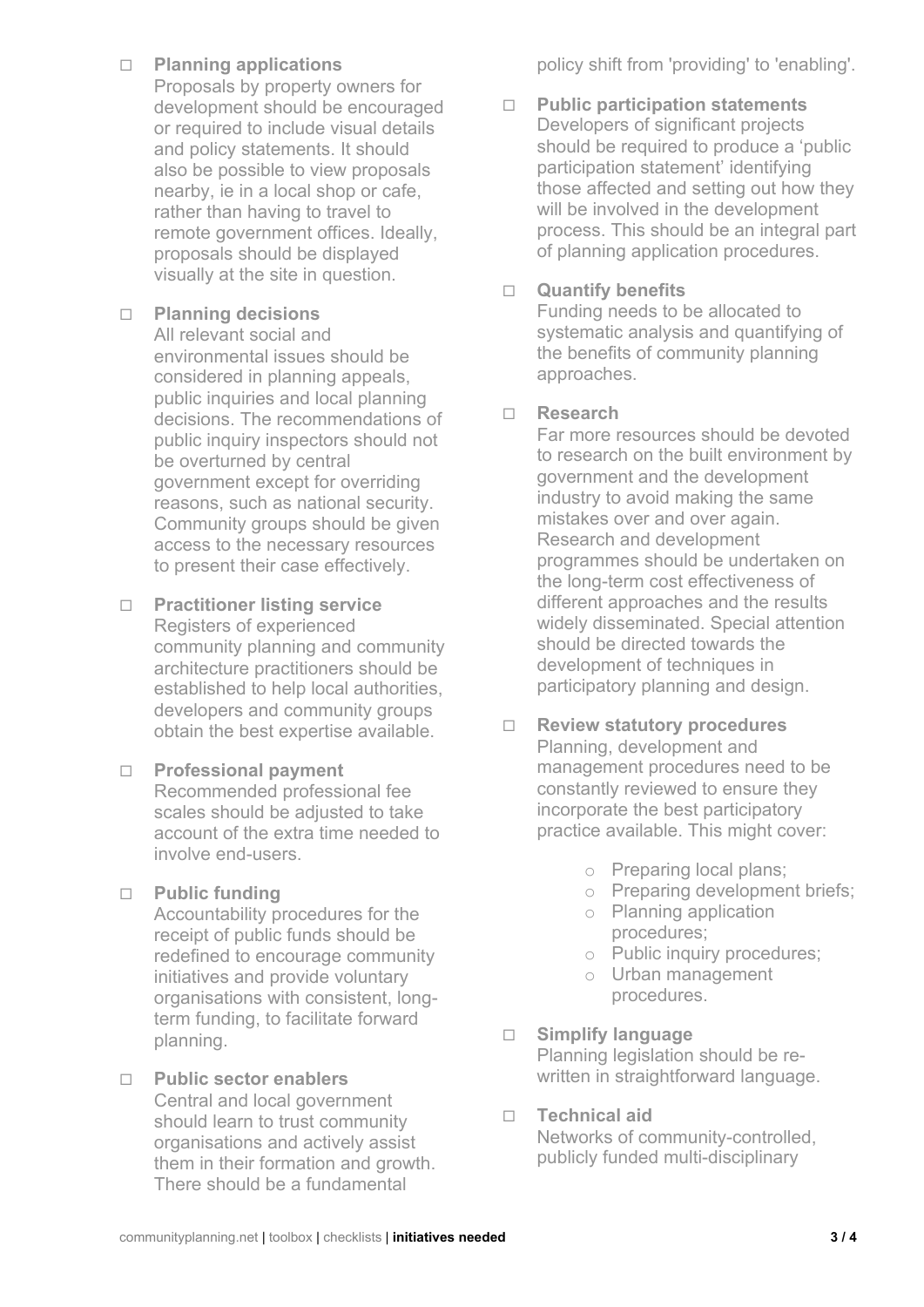- **Planning applications**
  Proposals by property owners for development should be encouraged or required to include visual details and policy statements. It should also be possible to view proposals nearby, ie in a local shop or cafe, rather than having to travel to remote government offices. Ideally, proposals should be displayed visually at the site in question.

- **Planning decisions**
  All relevant social and environmental issues should be considered in planning appeals, public inquiries and local planning decisions. The recommendations of public inquiry inspectors should not be overturned by central government except for overriding reasons, such as national security. Community groups should be given access to the necessary resources to present their case effectively.

- **Practitioner listing service**
  Registers of experienced community planning and community architecture practitioners should be established to help local authorities, developers and community groups obtain the best expertise available.

- **Professional payment**
  Recommended professional fee scales should be adjusted to take account of the extra time needed to involve end-users.

- **Public funding**
  Accountability procedures for the receipt of public funds should be redefined to encourage community initiatives and provide voluntary organisations with consistent, long-term funding, to facilitate forward planning.

- **Public sector enablers**
  Central and local government should learn to trust community organisations and actively assist them in their formation and growth. There should be a fundamental policy shift from 'providing' to 'enabling'.

- **Public participation statements**
  Developers of significant projects should be required to produce a 'public participation statement' identifying those affected and setting out how they will be involved in the development process. This should be an integral part of planning application procedures.

- **Quantify benefits**
  Funding needs to be allocated to systematic analysis and quantifying of the benefits of community planning approaches.

- **Research**
  Far more resources should be devoted to research on the built environment by government and the development industry to avoid making the same mistakes over and over again. Research and development programmes should be undertaken on the long-term cost effectiveness of different approaches and the results widely disseminated. Special attention should be directed towards the development of techniques in participatory planning and design.

- **Review statutory procedures**
  Planning, development and management procedures need to be constantly reviewed to ensure they incorporate the best participatory practice available. This might cover:
  - Preparing local plans;
  - Preparing development briefs;
  - Planning application procedures;
  - Public inquiry procedures;
  - Urban management procedures.

- **Simplify language**
  Planning legislation should be re-written in straightforward language.

- **Technical aid**
  Networks of community-controlled, publicly funded multi-disciplinary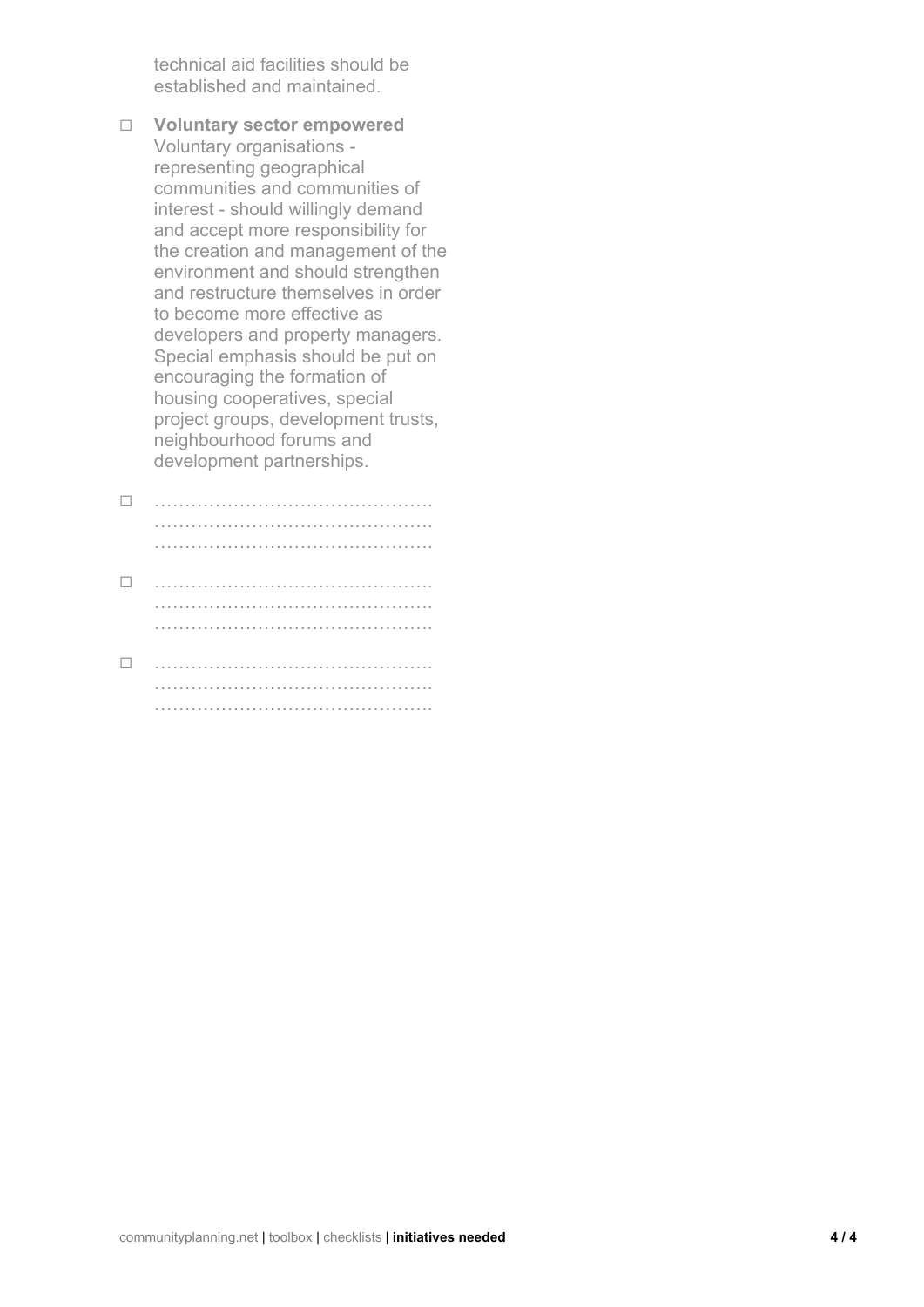technical aid facilities should be established and maintained.

- ☐ **Voluntary sector empowered**
  Voluntary organisations - representing geographical communities and communities of interest - should willingly demand and accept more responsibility for the creation and management of the environment and should strengthen and restructure themselves in order to become more effective as developers and property managers. Special emphasis should be put on encouraging the formation of housing cooperatives, special project groups, development trusts, neighbourhood forums and development partnerships.

- ☐ ………………………………………
  ………………………………………
  ………………………………………

- ☐ ………………………………………
  ………………………………………
  ………………………………………

- ☐ ………………………………………
  ………………………………………
  ………………………………………